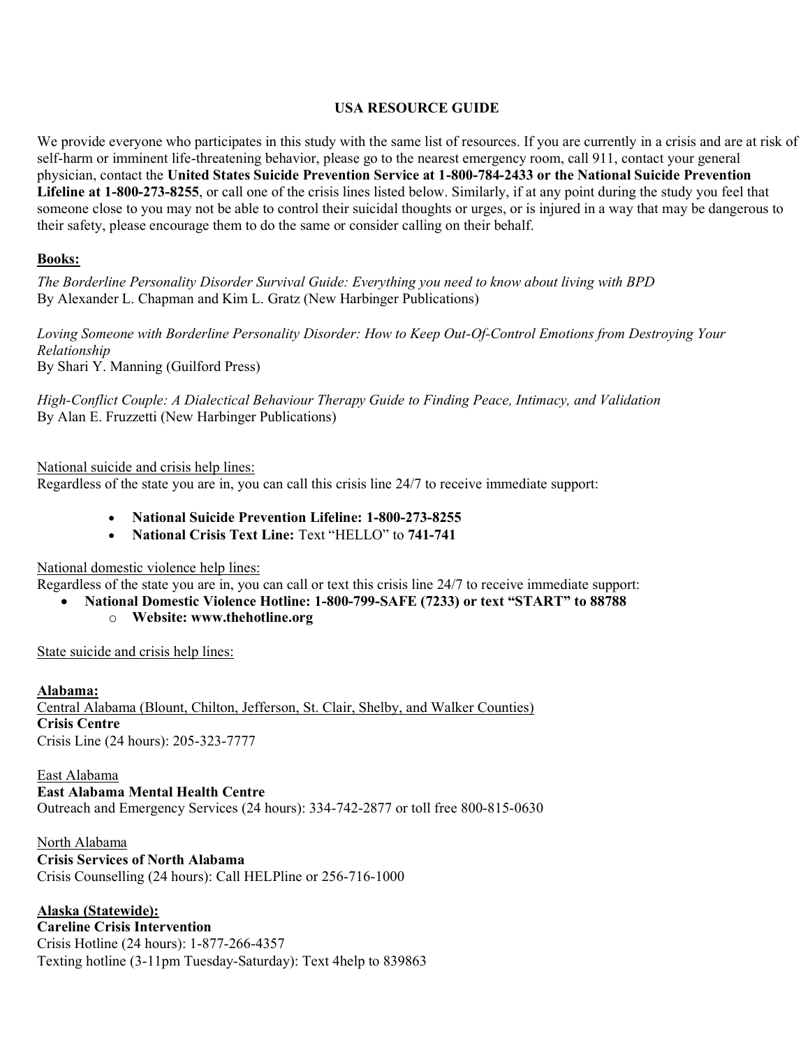# USA RESOURCE GUIDE

We provide everyone who participates in this study with the same list of resources. If you are currently in a crisis and are at risk of self-harm or imminent life-threatening behavior, please go to the nearest emergency room, call 911, contact your general physician, contact the **United States Suicide Prevention Service at 1-800-784-2433 or the National Suicide Prevention Lifeline at 1-800-273-8255**, or call one of the crisis lines listed below. Similarly, if at any point during the study you feel that someone close to you may not be able to control their suicidal thoughts or urges, or is injured in a way that may be dangerous to their safety, please encourage them to do the same or consider calling on their behalf.

**Books:**

*The Borderline Personality Disorder Survival Guide: Everything you need to know about living with BPD*
By Alexander L. Chapman and Kim L. Gratz (New Harbinger Publications)

*Loving Someone with Borderline Personality Disorder: How to Keep Out-Of-Control Emotions from Destroying Your Relationship*
By Shari Y. Manning (Guilford Press)

*High-Conflict Couple: A Dialectical Behaviour Therapy Guide to Finding Peace, Intimacy, and Validation*
By Alan E. Fruzzetti (New Harbinger Publications)

National suicide and crisis help lines:
Regardless of the state you are in, you can call this crisis line 24/7 to receive immediate support:

- **National Suicide Prevention Lifeline: 1-800-273-8255**
- **National Crisis Text Line:** Text "HELLO" to **741-741**

National domestic violence help lines:
Regardless of the state you are in, you can call or text this crisis line 24/7 to receive immediate support:

- **National Domestic Violence Hotline: 1-800-799-SAFE (7233) or text "START" to 88788**
  - **Website: www.thehotline.org**

State suicide and crisis help lines:

**Alabama:**
Central Alabama (Blount, Chilton, Jefferson, St. Clair, Shelby, and Walker Counties)
**Crisis Centre**
Crisis Line (24 hours): 205-323-7777

East Alabama
**East Alabama Mental Health Centre**
Outreach and Emergency Services (24 hours): 334-742-2877 or toll free 800-815-0630

North Alabama
**Crisis Services of North Alabama**
Crisis Counselling (24 hours): Call HELPline or 256-716-1000

**Alaska (Statewide):**
**Careline Crisis Intervention**
Crisis Hotline (24 hours): 1-877-266-4357
Texting hotline (3-11pm Tuesday-Saturday): Text 4help to 839863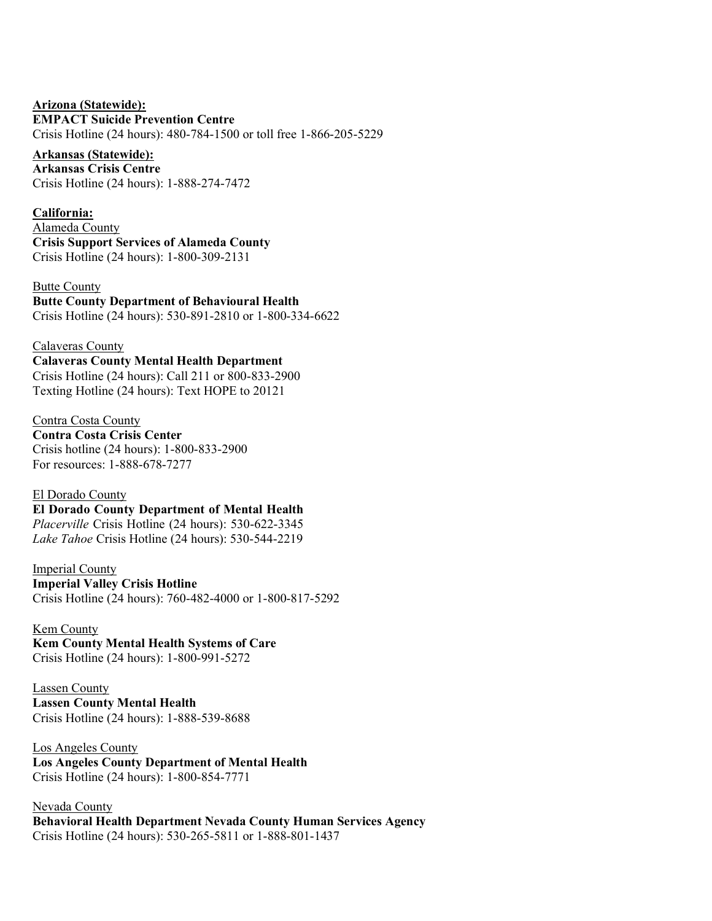**<u>Arizona (Statewide):</u>**
**EMPACT Suicide Prevention Centre**
Crisis Hotline (24 hours): 480-784-1500 or toll free 1-866-205-5229

**<u>Arkansas (Statewide):</u>**
**Arkansas Crisis Centre**
Crisis Hotline (24 hours): 1-888-274-7472

**<u>California:</u>**

<u>Alameda County</u>
**Crisis Support Services of Alameda County**
Crisis Hotline (24 hours): 1-800-309-2131

<u>Butte County</u>
**Butte County Department of Behavioural Health**
Crisis Hotline (24 hours): 530-891-2810 or 1-800-334-6622

<u>Calaveras County</u>
**Calaveras County Mental Health Department**
Crisis Hotline (24 hours): Call 211 or 800-833-2900
Texting Hotline (24 hours): Text HOPE to 20121

<u>Contra Costa County</u>
**Contra Costa Crisis Center**
Crisis hotline (24 hours): 1-800-833-2900
For resources: 1-888-678-7277

<u>El Dorado County</u>
**El Dorado County Department of Mental Health**
*Placerville* Crisis Hotline (24 hours): 530-622-3345
*Lake Tahoe* Crisis Hotline (24 hours): 530-544-2219

<u>Imperial County</u>
**Imperial Valley Crisis Hotline**
Crisis Hotline (24 hours): 760-482-4000 or 1-800-817-5292

<u>Kem County</u>
**Kem County Mental Health Systems of Care**
Crisis Hotline (24 hours): 1-800-991-5272

<u>Lassen County</u>
**Lassen County Mental Health**
Crisis Hotline (24 hours): 1-888-539-8688

<u>Los Angeles County</u>
**Los Angeles County Department of Mental Health**
Crisis Hotline (24 hours): 1-800-854-7771

<u>Nevada County</u>
**Behavioral Health Department Nevada County Human Services Agency**
Crisis Hotline (24 hours): 530-265-5811 or 1-888-801-1437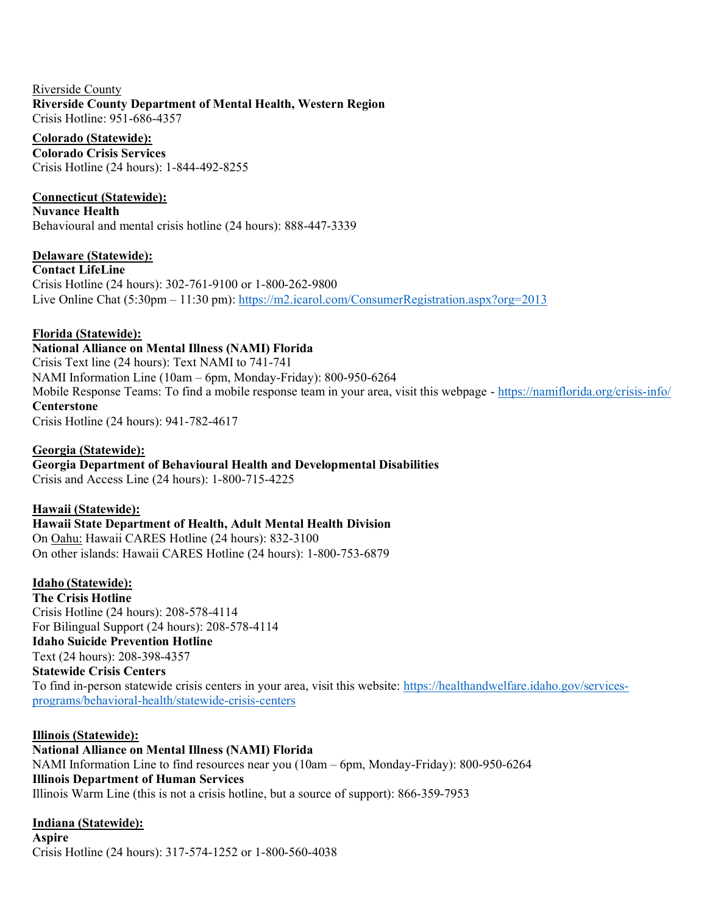Riverside County
**Riverside County Department of Mental Health, Western Region**
Crisis Hotline: 951-686-4357

**Colorado (Statewide):**
**Colorado Crisis Services**
Crisis Hotline (24 hours): 1-844-492-8255

**Connecticut (Statewide):**
**Nuvance Health**
Behavioural and mental crisis hotline (24 hours): 888-447-3339

**Delaware (Statewide):**
**Contact LifeLine**
Crisis Hotline (24 hours): 302-761-9100 or 1-800-262-9800
Live Online Chat (5:30pm – 11:30 pm): https://m2.icarol.com/ConsumerRegistration.aspx?org=2013

**Florida (Statewide):**
**National Alliance on Mental Illness (NAMI) Florida**
Crisis Text line (24 hours): Text NAMI to 741-741
NAMI Information Line (10am – 6pm, Monday-Friday): 800-950-6264
Mobile Response Teams: To find a mobile response team in your area, visit this webpage - https://namiflorida.org/crisis-info/
**Centerstone**
Crisis Hotline (24 hours): 941-782-4617

**Georgia (Statewide):**
**Georgia Department of Behavioural Health and Developmental Disabilities**
Crisis and Access Line (24 hours): 1-800-715-4225

**Hawaii (Statewide):**
**Hawaii State Department of Health, Adult Mental Health Division**
On Oahu: Hawaii CARES Hotline (24 hours): 832-3100
On other islands: Hawaii CARES Hotline (24 hours): 1-800-753-6879

**Idaho (Statewide):**
**The Crisis Hotline**
Crisis Hotline (24 hours): 208-578-4114
For Bilingual Support (24 hours): 208-578-4114
**Idaho Suicide Prevention Hotline**
Text (24 hours): 208-398-4357
**Statewide Crisis Centers**
To find in-person statewide crisis centers in your area, visit this website: https://healthandwelfare.idaho.gov/services-programs/behavioral-health/statewide-crisis-centers

**Illinois (Statewide):**
**National Alliance on Mental Illness (NAMI) Florida**
NAMI Information Line to find resources near you (10am – 6pm, Monday-Friday): 800-950-6264
**Illinois Department of Human Services**
Illinois Warm Line (this is not a crisis hotline, but a source of support): 866-359-7953

**Indiana (Statewide):**
**Aspire**
Crisis Hotline (24 hours): 317-574-1252 or 1-800-560-4038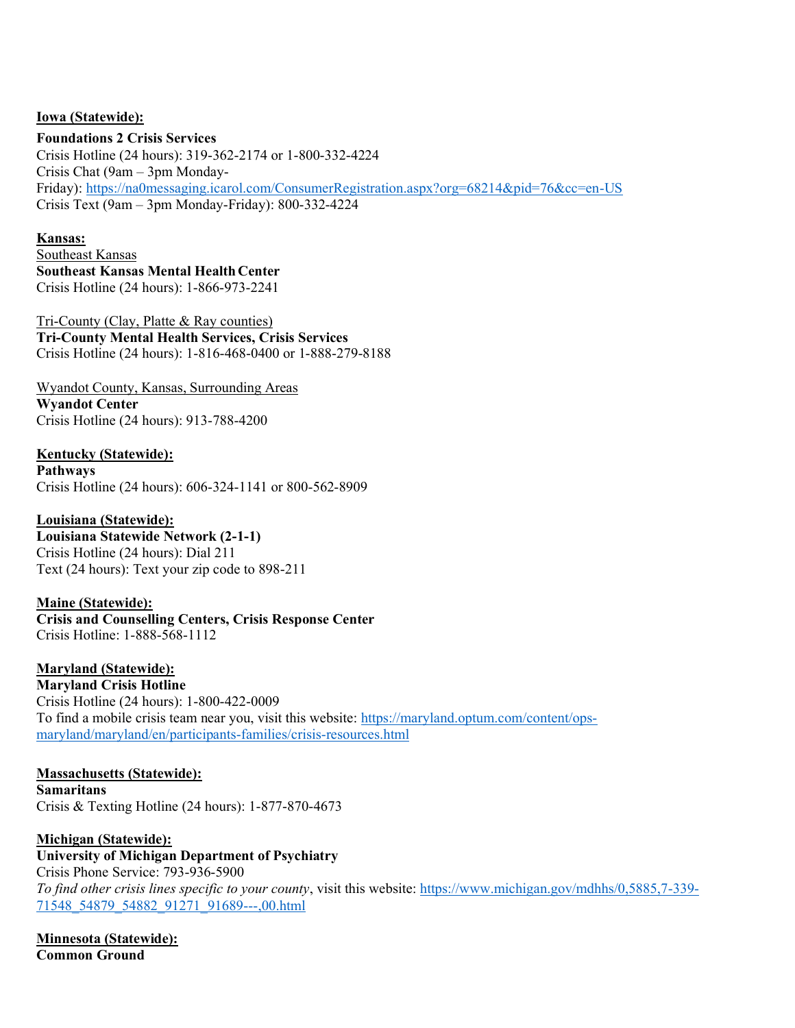**Iowa (Statewide):**

**Foundations 2 Crisis Services**
Crisis Hotline (24 hours): 319-362-2174 or 1-800-332-4224
Crisis Chat (9am – 3pm Monday-Friday): https://na0messaging.icarol.com/ConsumerRegistration.aspx?org=68214&pid=76&cc=en-US
Crisis Text (9am – 3pm Monday-Friday): 800-332-4224

**Kansas:**

Southeast Kansas
**Southeast Kansas Mental Health Center**
Crisis Hotline (24 hours): 1-866-973-2241

Tri-County (Clay, Platte & Ray counties)
**Tri-County Mental Health Services, Crisis Services**
Crisis Hotline (24 hours): 1-816-468-0400 or 1-888-279-8188

Wyandot County, Kansas, Surrounding Areas
**Wyandot Center**
Crisis Hotline (24 hours): 913-788-4200

**Kentucky (Statewide):**

**Pathways**
Crisis Hotline (24 hours): 606-324-1141 or 800-562-8909

**Louisiana (Statewide):**

**Louisiana Statewide Network (2-1-1)**
Crisis Hotline (24 hours): Dial 211
Text (24 hours): Text your zip code to 898-211

**Maine (Statewide):**

**Crisis and Counselling Centers, Crisis Response Center**
Crisis Hotline: 1-888-568-1112

**Maryland (Statewide):**

**Maryland Crisis Hotline**
Crisis Hotline (24 hours): 1-800-422-0009
To find a mobile crisis team near you, visit this website: https://maryland.optum.com/content/ops-maryland/maryland/en/participants-families/crisis-resources.html

**Massachusetts (Statewide):**

**Samaritans**
Crisis & Texting Hotline (24 hours): 1-877-870-4673

**Michigan (Statewide):**

**University of Michigan Department of Psychiatry**
Crisis Phone Service: 793-936-5900
*To find other crisis lines specific to your county*, visit this website: https://www.michigan.gov/mdhhs/0,5885,7-339-71548_54879_54882_91271_91689---,00.html

**Minnesota (Statewide):**

**Common Ground**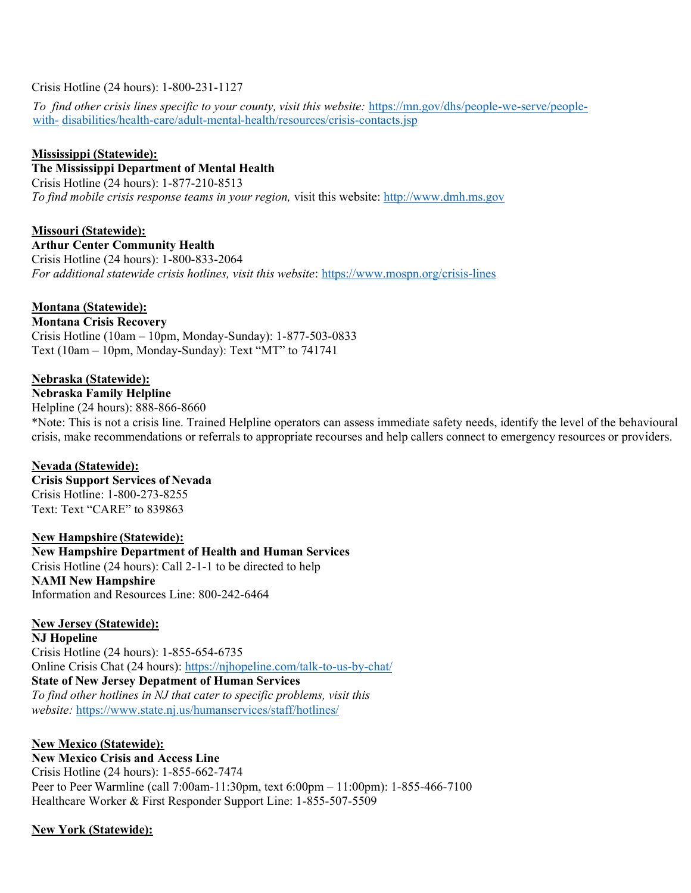Crisis Hotline (24 hours): 1-800-231-1127

*To find other crisis lines specific to your county, visit this website:* [https://mn.gov/dhs/people-we-serve/people-with-disabilities/health-care/adult-mental-health/resources/crisis-contacts.jsp](https://mn.gov/dhs/people-we-serve/people-with-disabilities/health-care/adult-mental-health/resources/crisis-contacts.jsp)

**Mississippi (Statewide):**
**The Mississippi Department of Mental Health**
Crisis Hotline (24 hours): 1-877-210-8513
*To find mobile crisis response teams in your region,* visit this website: [http://www.dmh.ms.gov](http://www.dmh.ms.gov)

**Missouri (Statewide):**
**Arthur Center Community Health**
Crisis Hotline (24 hours): 1-800-833-2064
*For additional statewide crisis hotlines, visit this website*: [https://www.mospn.org/crisis-lines](https://www.mospn.org/crisis-lines)

**Montana (Statewide):**
**Montana Crisis Recovery**
Crisis Hotline (10am – 10pm, Monday-Sunday): 1-877-503-0833
Text (10am – 10pm, Monday-Sunday): Text “MT” to 741741

**Nebraska (Statewide):**
**Nebraska Family Helpline**
Helpline (24 hours): 888-866-8660
*Note: This is not a crisis line. Trained Helpline operators can assess immediate safety needs, identify the level of the behavioural crisis, make recommendations or referrals to appropriate recourses and help callers connect to emergency resources or providers.

**Nevada (Statewide):**
**Crisis Support Services of Nevada**
Crisis Hotline: 1-800-273-8255
Text: Text “CARE” to 839863

**New Hampshire (Statewide):**
**New Hampshire Department of Health and Human Services**
Crisis Hotline (24 hours): Call 2-1-1 to be directed to help
**NAMI New Hampshire**
Information and Resources Line: 800-242-6464

**New Jersey (Statewide):**
**NJ Hopeline**
Crisis Hotline (24 hours): 1-855-654-6735
Online Crisis Chat (24 hours): [https://njhopeline.com/talk-to-us-by-chat/](https://njhopeline.com/talk-to-us-by-chat/)
**State of New Jersey Depatment of Human Services**
*To find other hotlines in NJ that cater to specific problems, visit this website:* [https://www.state.nj.us/humanservices/staff/hotlines/](https://www.state.nj.us/humanservices/staff/hotlines/)

**New Mexico (Statewide):**
**New Mexico Crisis and Access Line**
Crisis Hotline (24 hours): 1-855-662-7474
Peer to Peer Warmline (call 7:00am-11:30pm, text 6:00pm – 11:00pm): 1-855-466-7100
Healthcare Worker & First Responder Support Line: 1-855-507-5509

**New York (Statewide):**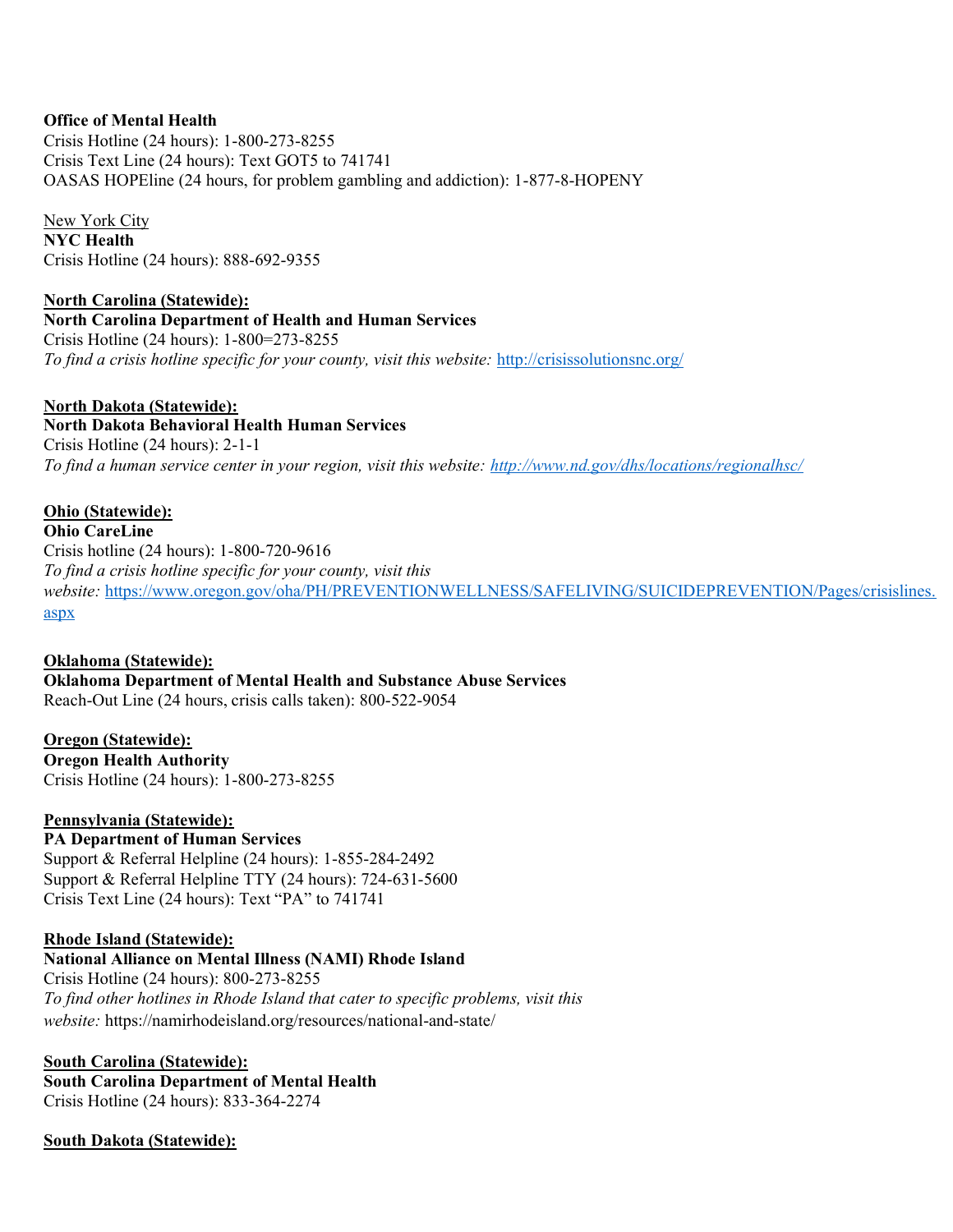**Office of Mental Health**
Crisis Hotline (24 hours): 1-800-273-8255
Crisis Text Line (24 hours): Text GOT5 to 741741
OASAS HOPEline (24 hours, for problem gambling and addiction): 1-877-8-HOPENY

New York City
**NYC Health**
Crisis Hotline (24 hours): 888-692-9355

**North Carolina (Statewide):**
**North Carolina Department of Health and Human Services**
Crisis Hotline (24 hours): 1-800=273-8255
*To find a crisis hotline specific for your county, visit this website:* http://crisissolutionsnc.org/

**North Dakota (Statewide):**
**North Dakota Behavioral Health Human Services**
Crisis Hotline (24 hours): 2-1-1
*To find a human service center in your region, visit this website: http://www.nd.gov/dhs/locations/regionalhsc/*

**Ohio (Statewide):**
**Ohio CareLine**
Crisis hotline (24 hours): 1-800-720-9616
*To find a crisis hotline specific for your county, visit this website:* https://www.oregon.gov/oha/PH/PREVENTIONWELLNESS/SAFELIVING/SUICIDEPREVENTION/Pages/crisislines.aspx

**Oklahoma (Statewide):**
**Oklahoma Department of Mental Health and Substance Abuse Services**
Reach-Out Line (24 hours, crisis calls taken): 800-522-9054

**Oregon (Statewide):**
**Oregon Health Authority**
Crisis Hotline (24 hours): 1-800-273-8255

**Pennsylvania (Statewide):**
**PA Department of Human Services**
Support & Referral Helpline (24 hours): 1-855-284-2492
Support & Referral Helpline TTY (24 hours): 724-631-5600
Crisis Text Line (24 hours): Text "PA" to 741741

**Rhode Island (Statewide):**
**National Alliance on Mental Illness (NAMI) Rhode Island**
Crisis Hotline (24 hours): 800-273-8255
*To find other hotlines in Rhode Island that cater to specific problems, visit this website:* https://namirhodeisland.org/resources/national-and-state/

**South Carolina (Statewide):**
**South Carolina Department of Mental Health**
Crisis Hotline (24 hours): 833-364-2274

**South Dakota (Statewide):**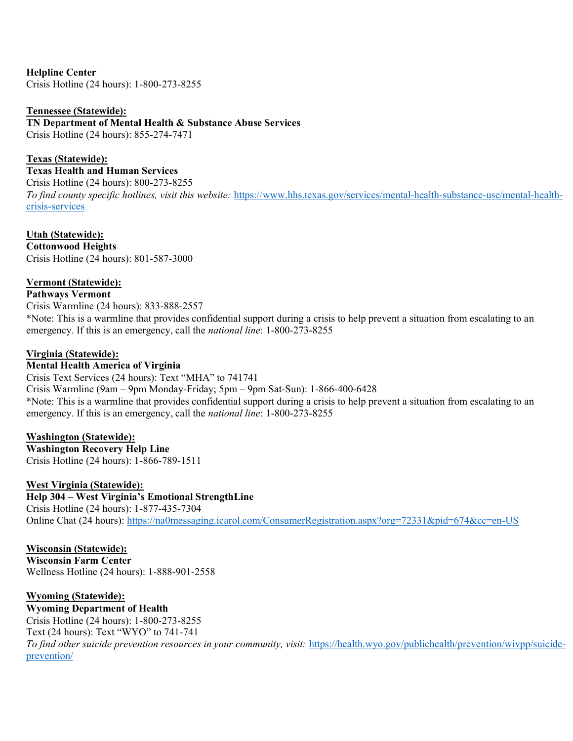**Helpline Center**
Crisis Hotline (24 hours): 1-800-273-8255

**Tennessee (Statewide):**
**TN Department of Mental Health & Substance Abuse Services**
Crisis Hotline (24 hours): 855-274-7471

**Texas (Statewide):**
**Texas Health and Human Services**
Crisis Hotline (24 hours): 800-273-8255
*To find county specific hotlines, visit this website:* [https://www.hhs.texas.gov/services/mental-health-substance-use/mental-health-crisis-services](https://www.hhs.texas.gov/services/mental-health-substance-use/mental-health-crisis-services)

**Utah (Statewide):**
**Cottonwood Heights**
Crisis Hotline (24 hours): 801-587-3000

**Vermont (Statewide):**
**Pathways Vermont**
Crisis Warmline (24 hours): 833-888-2557
*Note: This is a warmline that provides confidential support during a crisis to help prevent a situation from escalating to an emergency. If this is an emergency, call the *national line*: 1-800-273-8255

**Virginia (Statewide):**
**Mental Health America of Virginia**
Crisis Text Services (24 hours): Text "MHA" to 741741
Crisis Warmline (9am – 9pm Monday-Friday; 5pm – 9pm Sat-Sun): 1-866-400-6428
*Note: This is a warmline that provides confidential support during a crisis to help prevent a situation from escalating to an emergency. If this is an emergency, call the *national line*: 1-800-273-8255

**Washington (Statewide):**
**Washington Recovery Help Line**
Crisis Hotline (24 hours): 1-866-789-1511

**West Virginia (Statewide):**
**Help 304 – West Virginia's Emotional StrengthLine**
Crisis Hotline (24 hours): 1-877-435-7304
Online Chat (24 hours): [https://na0messaging.icarol.com/ConsumerRegistration.aspx?org=72331&pid=674&cc=en-US](https://na0messaging.icarol.com/ConsumerRegistration.aspx?org=72331&pid=674&cc=en-US)

**Wisconsin (Statewide):**
**Wisconsin Farm Center**
Wellness Hotline (24 hours): 1-888-901-2558

**Wyoming (Statewide):**
**Wyoming Department of Health**
Crisis Hotline (24 hours): 1-800-273-8255
Text (24 hours): Text "WYO" to 741-741
*To find other suicide prevention resources in your community, visit:* [https://health.wyo.gov/publichealth/prevention/wivpp/suicide-prevention/](https://health.wyo.gov/publichealth/prevention/wivpp/suicide-prevention/)